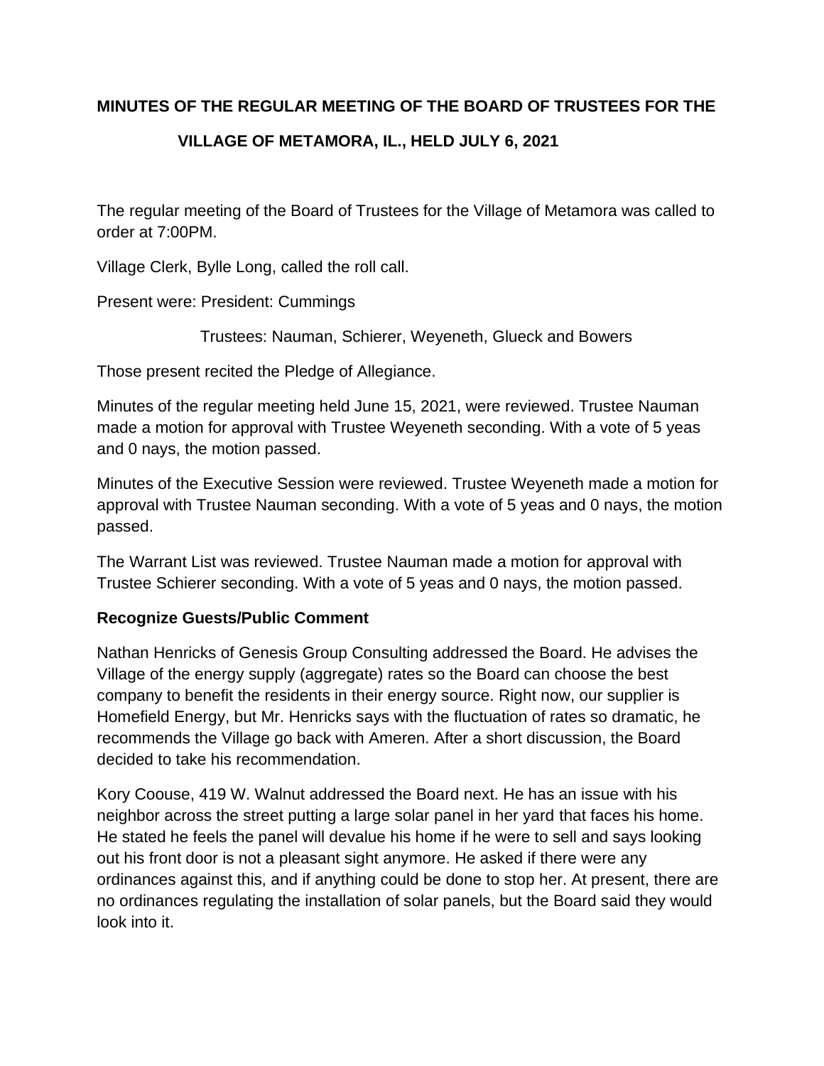# MINUTES OF THE REGULAR MEETING OF THE BOARD OF TRUSTEES FOR THE VILLAGE OF METAMORA, IL., HELD JULY 6, 2021

The regular meeting of the Board of Trustees for the Village of Metamora was called to order at 7:00PM.

Village Clerk, Bylle Long, called the roll call.

Present were: President: Cummings

Trustees: Nauman, Schierer, Weyeneth, Glueck and Bowers

Those present recited the Pledge of Allegiance.

Minutes of the regular meeting held June 15, 2021, were reviewed. Trustee Nauman made a motion for approval with Trustee Weyeneth seconding. With a vote of 5 yeas and 0 nays, the motion passed.

Minutes of the Executive Session were reviewed. Trustee Weyeneth made a motion for approval with Trustee Nauman seconding. With a vote of 5 yeas and 0 nays, the motion passed.

The Warrant List was reviewed. Trustee Nauman made a motion for approval with Trustee Schierer seconding. With a vote of 5 yeas and 0 nays, the motion passed.

**Recognize Guests/Public Comment**

Nathan Henricks of Genesis Group Consulting addressed the Board. He advises the Village of the energy supply (aggregate) rates so the Board can choose the best company to benefit the residents in their energy source. Right now, our supplier is Homefield Energy, but Mr. Henricks says with the fluctuation of rates so dramatic, he recommends the Village go back with Ameren. After a short discussion, the Board decided to take his recommendation.

Kory Coouse, 419 W. Walnut addressed the Board next. He has an issue with his neighbor across the street putting a large solar panel in her yard that faces his home. He stated he feels the panel will devalue his home if he were to sell and says looking out his front door is not a pleasant sight anymore. He asked if there were any ordinances against this, and if anything could be done to stop her. At present, there are no ordinances regulating the installation of solar panels, but the Board said they would look into it.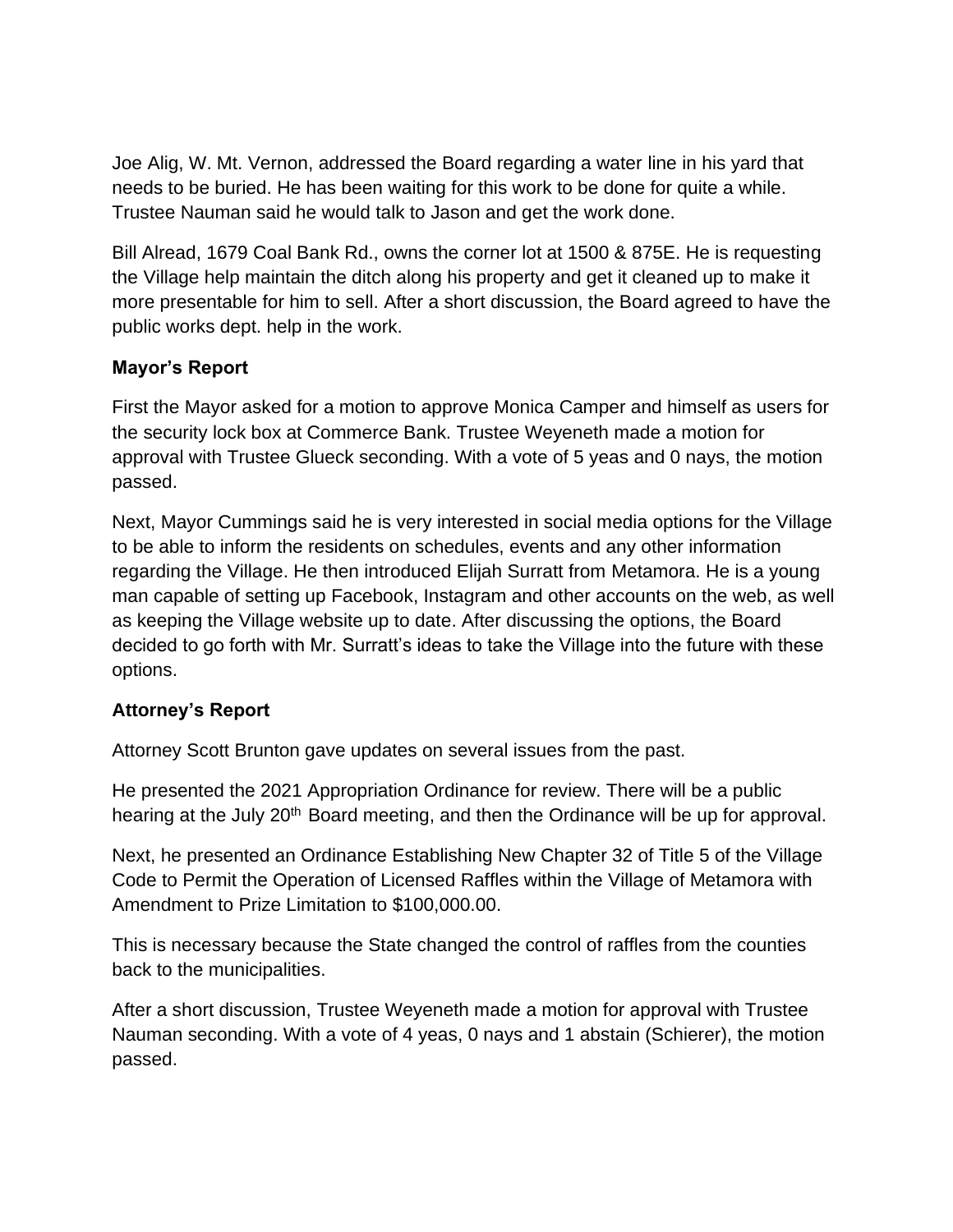Joe Alig, W. Mt. Vernon, addressed the Board regarding a water line in his yard that needs to be buried. He has been waiting for this work to be done for quite a while. Trustee Nauman said he would talk to Jason and get the work done.

Bill Alread, 1679 Coal Bank Rd., owns the corner lot at 1500 & 875E. He is requesting the Village help maintain the ditch along his property and get it cleaned up to make it more presentable for him to sell. After a short discussion, the Board agreed to have the public works dept. help in the work.

**Mayor's Report**

First the Mayor asked for a motion to approve Monica Camper and himself as users for the security lock box at Commerce Bank. Trustee Weyeneth made a motion for approval with Trustee Glueck seconding. With a vote of 5 yeas and 0 nays, the motion passed.

Next, Mayor Cummings said he is very interested in social media options for the Village to be able to inform the residents on schedules, events and any other information regarding the Village. He then introduced Elijah Surratt from Metamora. He is a young man capable of setting up Facebook, Instagram and other accounts on the web, as well as keeping the Village website up to date. After discussing the options, the Board decided to go forth with Mr. Surratt's ideas to take the Village into the future with these options.

**Attorney's Report**

Attorney Scott Brunton gave updates on several issues from the past.

He presented the 2021 Appropriation Ordinance for review. There will be a public hearing at the July 20th Board meeting, and then the Ordinance will be up for approval.

Next, he presented an Ordinance Establishing New Chapter 32 of Title 5 of the Village Code to Permit the Operation of Licensed Raffles within the Village of Metamora with Amendment to Prize Limitation to $100,000.00.

This is necessary because the State changed the control of raffles from the counties back to the municipalities.

After a short discussion, Trustee Weyeneth made a motion for approval with Trustee Nauman seconding. With a vote of 4 yeas, 0 nays and 1 abstain (Schierer), the motion passed.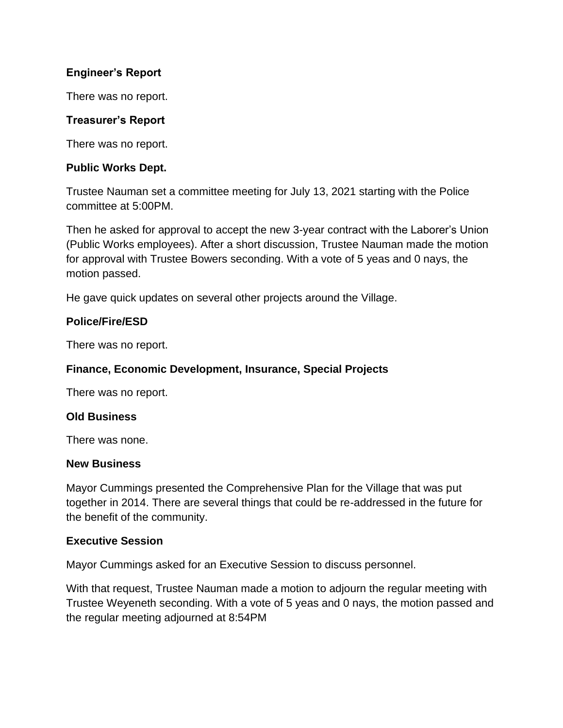**Engineer's Report**

There was no report.

**Treasurer's Report**

There was no report.

**Public Works Dept.**

Trustee Nauman set a committee meeting for July 13, 2021 starting with the Police committee at 5:00PM.

Then he asked for approval to accept the new 3-year contract with the Laborer's Union (Public Works employees). After a short discussion, Trustee Nauman made the motion for approval with Trustee Bowers seconding. With a vote of 5 yeas and 0 nays, the motion passed.

He gave quick updates on several other projects around the Village.

**Police/Fire/ESD**

There was no report.

**Finance, Economic Development, Insurance, Special Projects**

There was no report.

**Old Business**

There was none.

**New Business**

Mayor Cummings presented the Comprehensive Plan for the Village that was put together in 2014. There are several things that could be re-addressed in the future for the benefit of the community.

**Executive Session**

Mayor Cummings asked for an Executive Session to discuss personnel.

With that request, Trustee Nauman made a motion to adjourn the regular meeting with Trustee Weyeneth seconding. With a vote of 5 yeas and 0 nays, the motion passed and the regular meeting adjourned at 8:54PM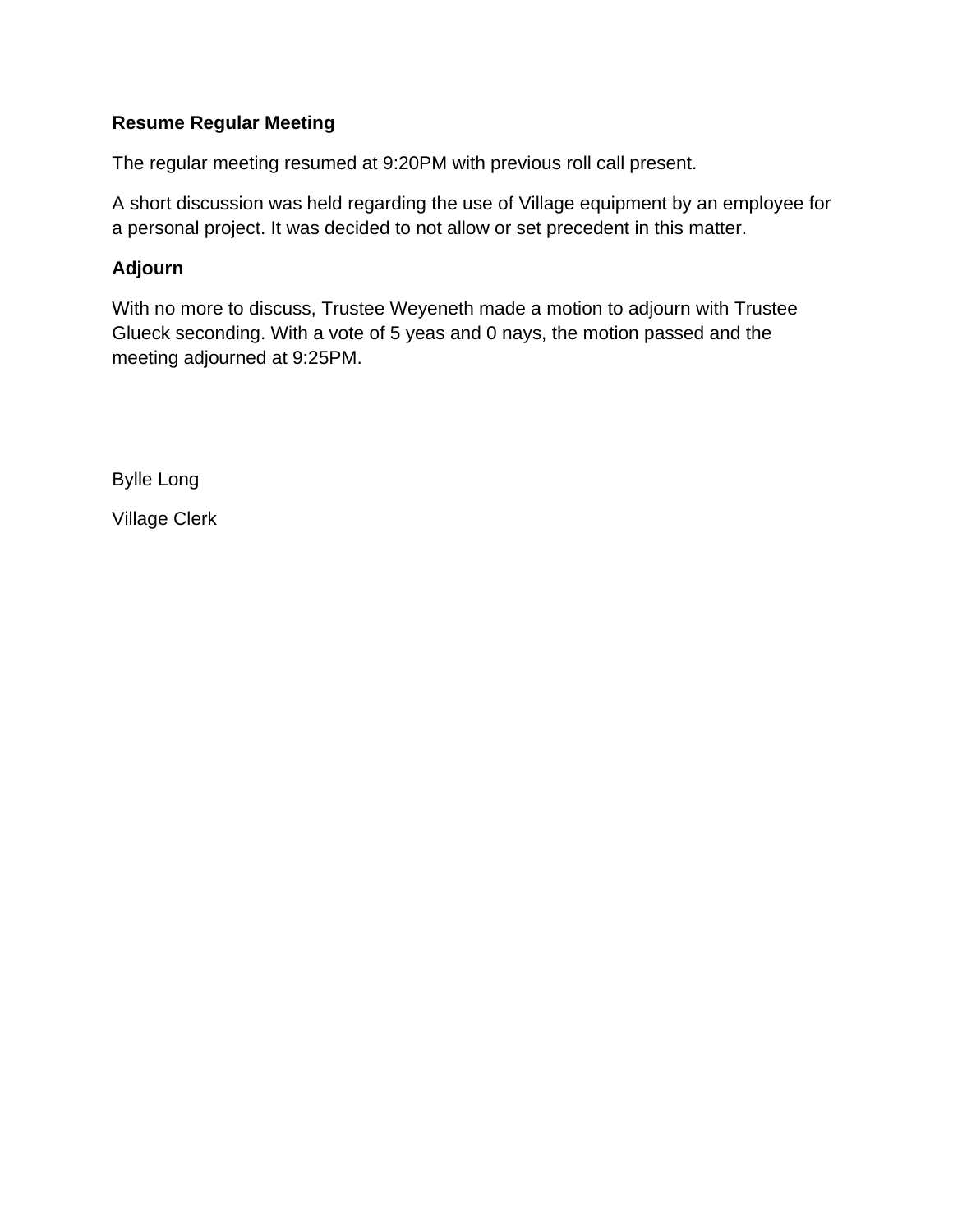**Resume Regular Meeting**

The regular meeting resumed at 9:20PM with previous roll call present.

A short discussion was held regarding the use of Village equipment by an employee for a personal project. It was decided to not allow or set precedent in this matter.

**Adjourn**

With no more to discuss, Trustee Weyeneth made a motion to adjourn with Trustee Glueck seconding. With a vote of 5 yeas and 0 nays, the motion passed and the meeting adjourned at 9:25PM.

Bylle Long

Village Clerk